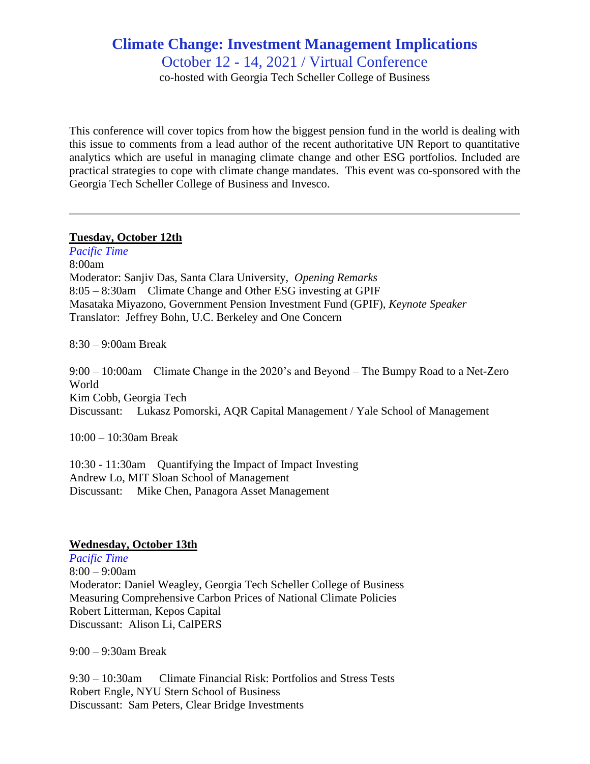# Climate Change: Investment Management Implications

## October 12 - 14, 2021 / Virtual Conference

co-hosted with Georgia Tech Scheller College of Business

This conference will cover topics from how the biggest pension fund in the world is dealing with this issue to comments from a lead author of the recent authoritative UN Report to quantitative analytics which are useful in managing climate change and other ESG portfolios. Included are practical strategies to cope with climate change mandates. This event was co-sponsored with the Georgia Tech Scheller College of Business and Invesco.

---

**Tuesday, October 12th**

*Pacific Time*

8:00am
Moderator: Sanjiv Das, Santa Clara University, *Opening Remarks*
8:05 – 8:30am Climate Change and Other ESG investing at GPIF
Masataka Miyazono, Government Pension Investment Fund (GPIF), *Keynote Speaker*
Translator: Jeffrey Bohn, U.C. Berkeley and One Concern

8:30 – 9:00am Break

9:00 – 10:00am Climate Change in the 2020's and Beyond – The Bumpy Road to a Net-Zero World
Kim Cobb, Georgia Tech
Discussant: Lukasz Pomorski, AQR Capital Management / Yale School of Management

10:00 – 10:30am Break

10:30 - 11:30am Quantifying the Impact of Impact Investing
Andrew Lo, MIT Sloan School of Management
Discussant: Mike Chen, Panagora Asset Management

**Wednesday, October 13th**

*Pacific Time*

8:00 – 9:00am
Moderator: Daniel Weagley, Georgia Tech Scheller College of Business
Measuring Comprehensive Carbon Prices of National Climate Policies
Robert Litterman, Kepos Capital
Discussant: Alison Li, CalPERS

9:00 – 9:30am Break

9:30 – 10:30am Climate Financial Risk: Portfolios and Stress Tests
Robert Engle, NYU Stern School of Business
Discussant: Sam Peters, Clear Bridge Investments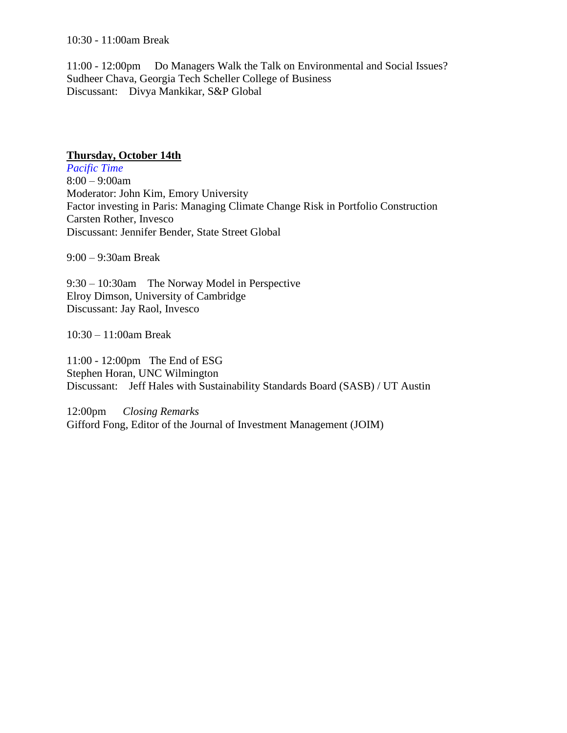10:30 - 11:00am Break

11:00 - 12:00pm Do Managers Walk the Talk on Environmental and Social Issues?
Sudheer Chava, Georgia Tech Scheller College of Business
Discussant: Divya Mankikar, S&P Global

**Thursday, October 14th**

*Pacific Time*
8:00 – 9:00am
Moderator: John Kim, Emory University
Factor investing in Paris: Managing Climate Change Risk in Portfolio Construction
Carsten Rother, Invesco
Discussant: Jennifer Bender, State Street Global

9:00 – 9:30am Break

9:30 – 10:30am The Norway Model in Perspective
Elroy Dimson, University of Cambridge
Discussant: Jay Raol, Invesco

10:30 – 11:00am Break

11:00 - 12:00pm The End of ESG
Stephen Horan, UNC Wilmington
Discussant: Jeff Hales with Sustainability Standards Board (SASB) / UT Austin

12:00pm *Closing Remarks*
Gifford Fong, Editor of the Journal of Investment Management (JOIM)